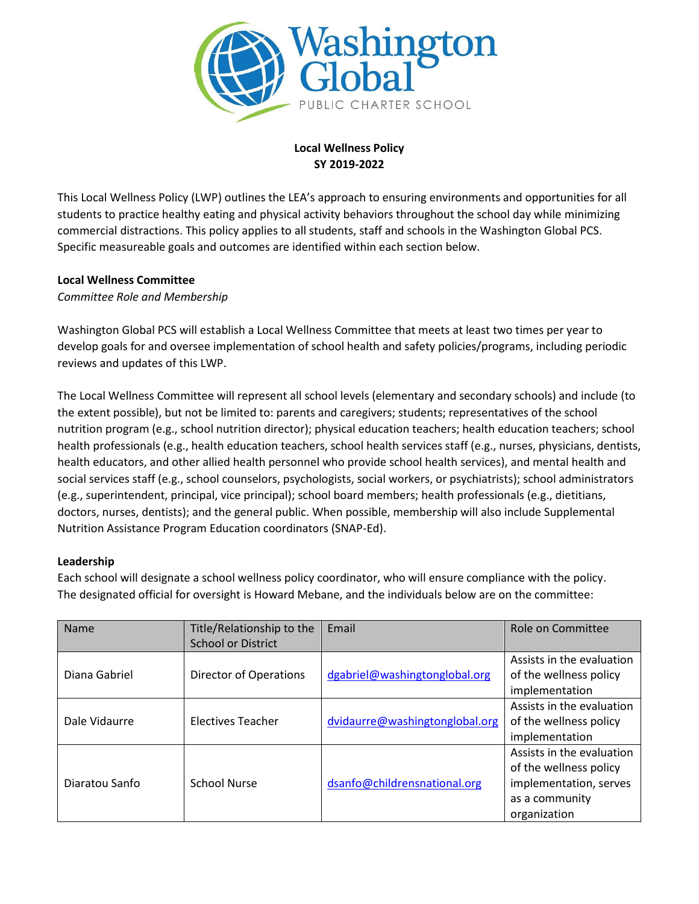**Local Wellness Policy**
**SY 2019-2022**

This Local Wellness Policy (LWP) outlines the LEA's approach to ensuring environments and opportunities for all students to practice healthy eating and physical activity behaviors throughout the school day while minimizing commercial distractions. This policy applies to all students, staff and schools in the Washington Global PCS. Specific measureable goals and outcomes are identified within each section below.

**Local Wellness Committee**

*Committee Role and Membership*

Washington Global PCS will establish a Local Wellness Committee that meets at least two times per year to develop goals for and oversee implementation of school health and safety policies/programs, including periodic reviews and updates of this LWP.

The Local Wellness Committee will represent all school levels (elementary and secondary schools) and include (to the extent possible), but not be limited to: parents and caregivers; students; representatives of the school nutrition program (e.g., school nutrition director); physical education teachers; health education teachers; school health professionals (e.g., health education teachers, school health services staff (e.g., nurses, physicians, dentists, health educators, and other allied health personnel who provide school health services), and mental health and social services staff (e.g., school counselors, psychologists, social workers, or psychiatrists); school administrators (e.g., superintendent, principal, vice principal); school board members; health professionals (e.g., dietitians, doctors, nurses, dentists); and the general public. When possible, membership will also include Supplemental Nutrition Assistance Program Education coordinators (SNAP-Ed).

**Leadership**

Each school will designate a school wellness policy coordinator, who will ensure compliance with the policy. The designated official for oversight is Howard Mebane, and the individuals below are on the committee:

| Name | Title/Relationship to the School or District | Email | Role on Committee |
|---|---|---|---|
| Diana Gabriel | Director of Operations | dgabriel@washingtonglobal.org | Assists in the evaluation of the wellness policy implementation |
| Dale Vidaurre | Electives Teacher | dvidaurre@washingtonglobal.org | Assists in the evaluation of the wellness policy implementation |
| Diaratou Sanfo | School Nurse | dsanfo@childrensnational.org | Assists in the evaluation of the wellness policy implementation, serves as a community organization |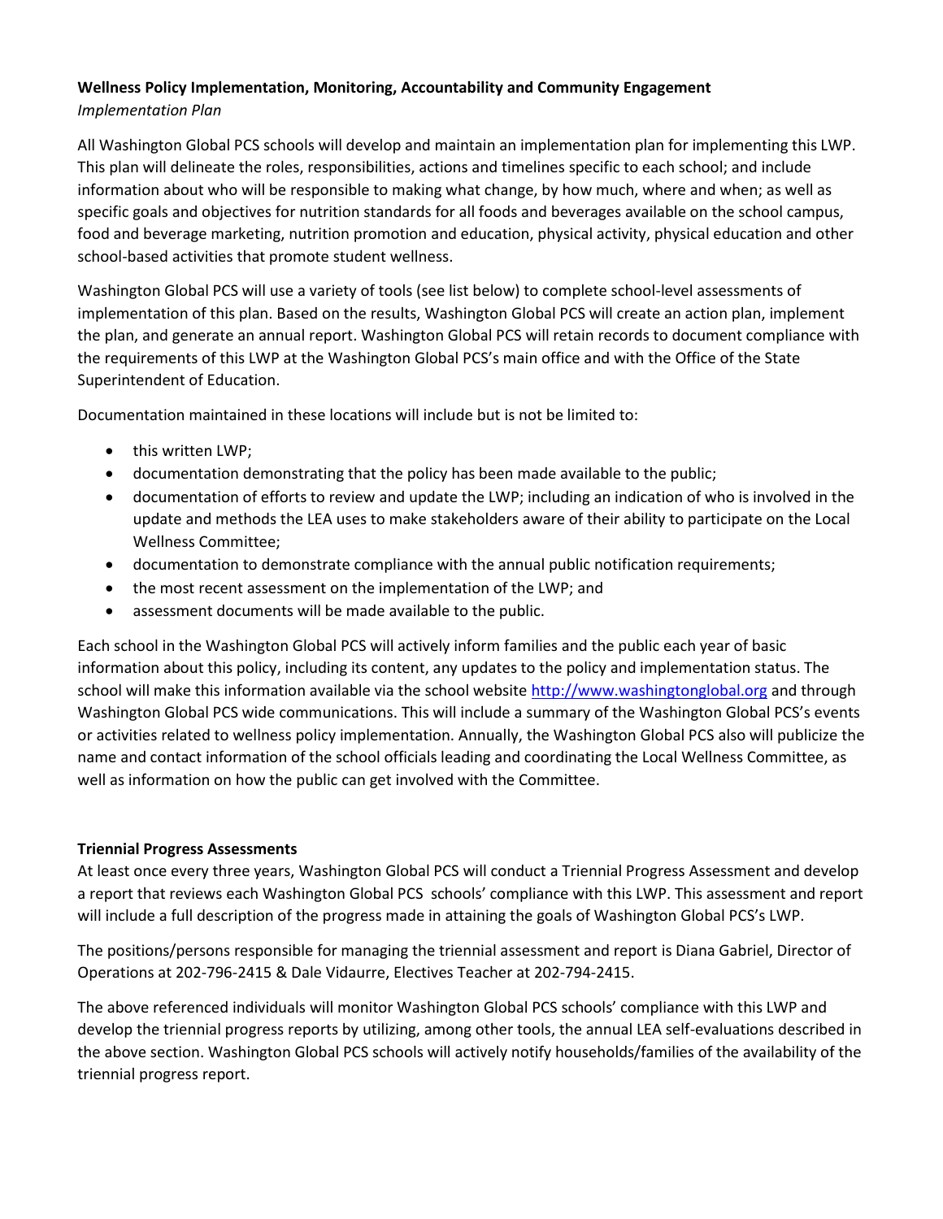**Wellness Policy Implementation, Monitoring, Accountability and Community Engagement**

*Implementation Plan*

All Washington Global PCS schools will develop and maintain an implementation plan for implementing this LWP. This plan will delineate the roles, responsibilities, actions and timelines specific to each school; and include information about who will be responsible to making what change, by how much, where and when; as well as specific goals and objectives for nutrition standards for all foods and beverages available on the school campus, food and beverage marketing, nutrition promotion and education, physical activity, physical education and other school-based activities that promote student wellness.

Washington Global PCS will use a variety of tools (see list below) to complete school-level assessments of implementation of this plan. Based on the results, Washington Global PCS will create an action plan, implement the plan, and generate an annual report. Washington Global PCS will retain records to document compliance with the requirements of this LWP at the Washington Global PCS's main office and with the Office of the State Superintendent of Education.

Documentation maintained in these locations will include but is not be limited to:

- this written LWP;
- documentation demonstrating that the policy has been made available to the public;
- documentation of efforts to review and update the LWP; including an indication of who is involved in the update and methods the LEA uses to make stakeholders aware of their ability to participate on the Local Wellness Committee;
- documentation to demonstrate compliance with the annual public notification requirements;
- the most recent assessment on the implementation of the LWP; and
- assessment documents will be made available to the public.

Each school in the Washington Global PCS will actively inform families and the public each year of basic information about this policy, including its content, any updates to the policy and implementation status. The school will make this information available via the school website http://www.washingtonglobal.org and through Washington Global PCS wide communications. This will include a summary of the Washington Global PCS's events or activities related to wellness policy implementation. Annually, the Washington Global PCS also will publicize the name and contact information of the school officials leading and coordinating the Local Wellness Committee, as well as information on how the public can get involved with the Committee.

**Triennial Progress Assessments**

At least once every three years, Washington Global PCS will conduct a Triennial Progress Assessment and develop a report that reviews each Washington Global PCS schools' compliance with this LWP. This assessment and report will include a full description of the progress made in attaining the goals of Washington Global PCS's LWP.

The positions/persons responsible for managing the triennial assessment and report is Diana Gabriel, Director of Operations at 202-796-2415 & Dale Vidaurre, Electives Teacher at 202-794-2415.

The above referenced individuals will monitor Washington Global PCS schools' compliance with this LWP and develop the triennial progress reports by utilizing, among other tools, the annual LEA self-evaluations described in the above section. Washington Global PCS schools will actively notify households/families of the availability of the triennial progress report.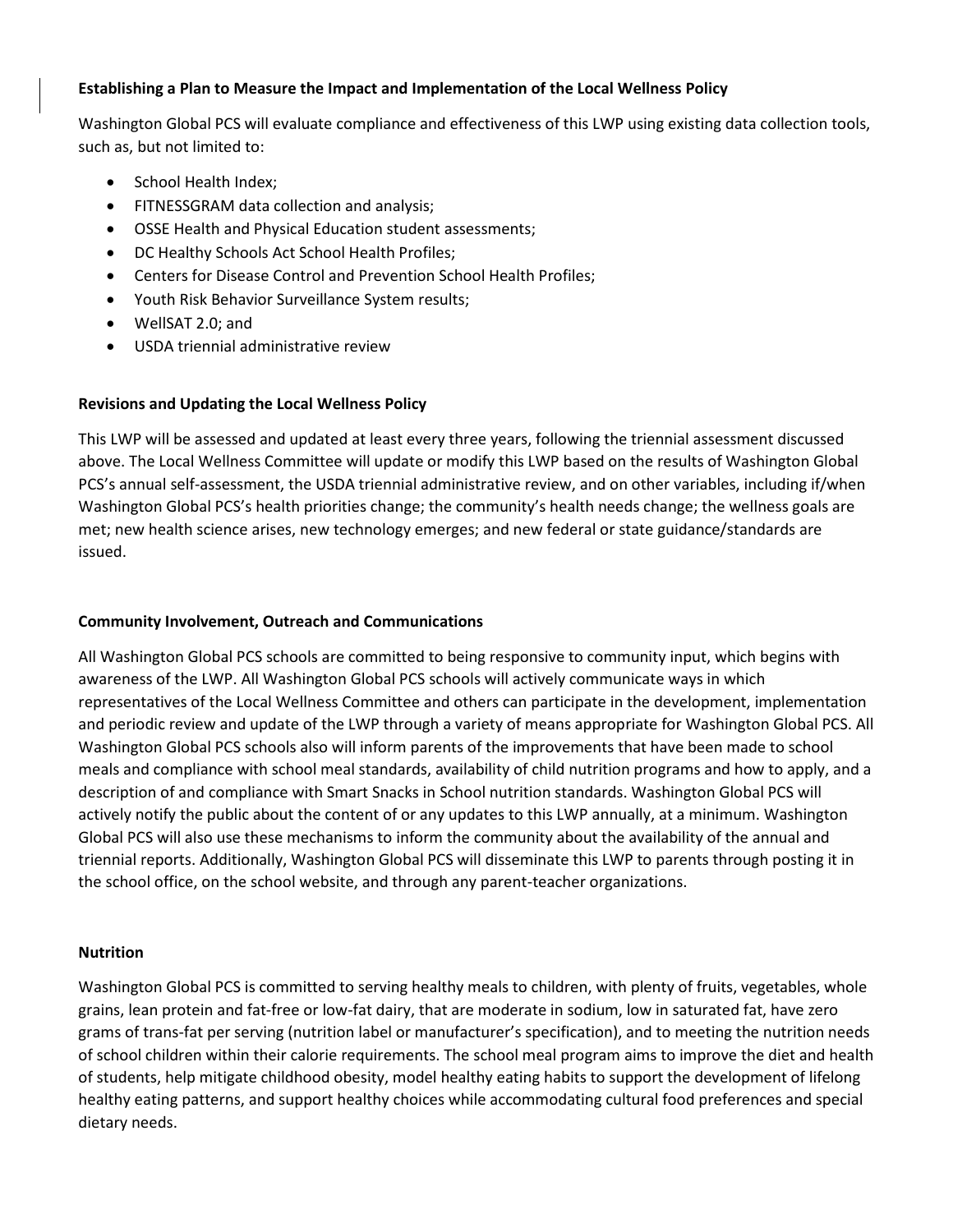**Establishing a Plan to Measure the Impact and Implementation of the Local Wellness Policy**

Washington Global PCS will evaluate compliance and effectiveness of this LWP using existing data collection tools, such as, but not limited to:

- School Health Index;
- FITNESSGRAM data collection and analysis;
- OSSE Health and Physical Education student assessments;
- DC Healthy Schools Act School Health Profiles;
- Centers for Disease Control and Prevention School Health Profiles;
- Youth Risk Behavior Surveillance System results;
- WellSAT 2.0; and
- USDA triennial administrative review

**Revisions and Updating the Local Wellness Policy**

This LWP will be assessed and updated at least every three years, following the triennial assessment discussed above. The Local Wellness Committee will update or modify this LWP based on the results of Washington Global PCS's annual self-assessment, the USDA triennial administrative review, and on other variables, including if/when Washington Global PCS's health priorities change; the community's health needs change; the wellness goals are met; new health science arises, new technology emerges; and new federal or state guidance/standards are issued.

**Community Involvement, Outreach and Communications**

All Washington Global PCS schools are committed to being responsive to community input, which begins with awareness of the LWP. All Washington Global PCS schools will actively communicate ways in which representatives of the Local Wellness Committee and others can participate in the development, implementation and periodic review and update of the LWP through a variety of means appropriate for Washington Global PCS. All Washington Global PCS schools also will inform parents of the improvements that have been made to school meals and compliance with school meal standards, availability of child nutrition programs and how to apply, and a description of and compliance with Smart Snacks in School nutrition standards. Washington Global PCS will actively notify the public about the content of or any updates to this LWP annually, at a minimum. Washington Global PCS will also use these mechanisms to inform the community about the availability of the annual and triennial reports. Additionally, Washington Global PCS will disseminate this LWP to parents through posting it in the school office, on the school website, and through any parent-teacher organizations.

**Nutrition**

Washington Global PCS is committed to serving healthy meals to children, with plenty of fruits, vegetables, whole grains, lean protein and fat-free or low-fat dairy, that are moderate in sodium, low in saturated fat, have zero grams of trans-fat per serving (nutrition label or manufacturer's specification), and to meeting the nutrition needs of school children within their calorie requirements. The school meal program aims to improve the diet and health of students, help mitigate childhood obesity, model healthy eating habits to support the development of lifelong healthy eating patterns, and support healthy choices while accommodating cultural food preferences and special dietary needs.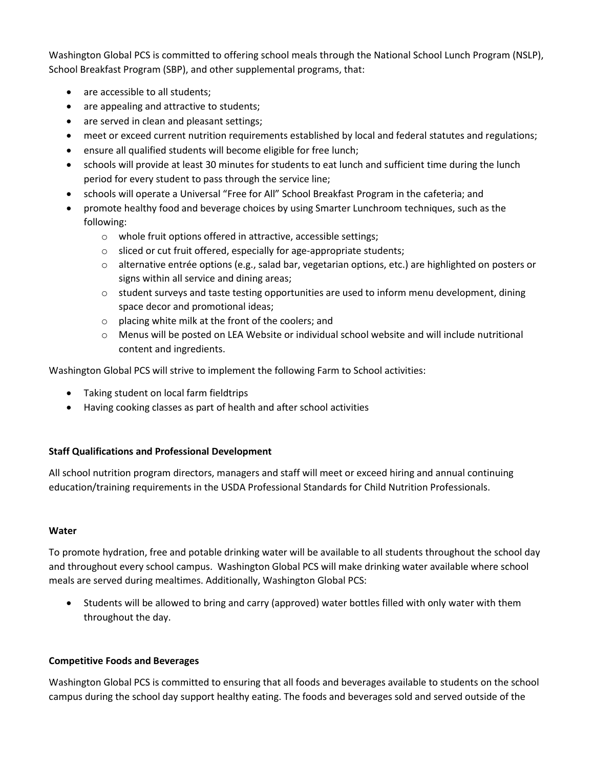Washington Global PCS is committed to offering school meals through the National School Lunch Program (NSLP), School Breakfast Program (SBP), and other supplemental programs, that:

- are accessible to all students;
- are appealing and attractive to students;
- are served in clean and pleasant settings;
- meet or exceed current nutrition requirements established by local and federal statutes and regulations;
- ensure all qualified students will become eligible for free lunch;
- schools will provide at least 30 minutes for students to eat lunch and sufficient time during the lunch period for every student to pass through the service line;
- schools will operate a Universal "Free for All" School Breakfast Program in the cafeteria; and
- promote healthy food and beverage choices by using Smarter Lunchroom techniques, such as the following:
  - whole fruit options offered in attractive, accessible settings;
  - sliced or cut fruit offered, especially for age-appropriate students;
  - alternative entrée options (e.g., salad bar, vegetarian options, etc.) are highlighted on posters or signs within all service and dining areas;
  - student surveys and taste testing opportunities are used to inform menu development, dining space decor and promotional ideas;
  - placing white milk at the front of the coolers; and
  - Menus will be posted on LEA Website or individual school website and will include nutritional content and ingredients.

Washington Global PCS will strive to implement the following Farm to School activities:

- Taking student on local farm fieldtrips
- Having cooking classes as part of health and after school activities

**Staff Qualifications and Professional Development**

All school nutrition program directors, managers and staff will meet or exceed hiring and annual continuing education/training requirements in the USDA Professional Standards for Child Nutrition Professionals.

**Water**

To promote hydration, free and potable drinking water will be available to all students throughout the school day and throughout every school campus. Washington Global PCS will make drinking water available where school meals are served during mealtimes. Additionally, Washington Global PCS:

- Students will be allowed to bring and carry (approved) water bottles filled with only water with them throughout the day.

**Competitive Foods and Beverages**

Washington Global PCS is committed to ensuring that all foods and beverages available to students on the school campus during the school day support healthy eating. The foods and beverages sold and served outside of the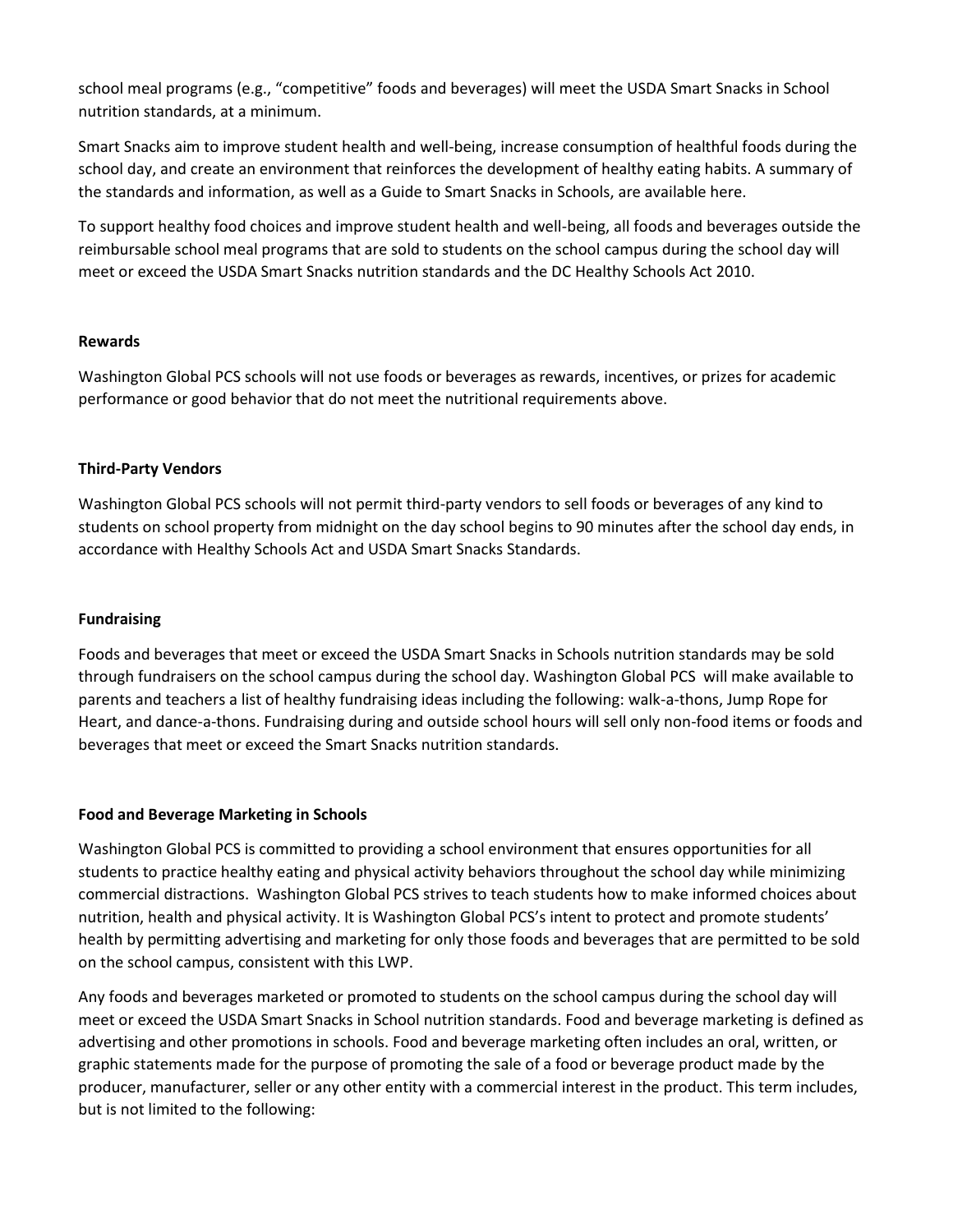school meal programs (e.g., "competitive" foods and beverages) will meet the USDA Smart Snacks in School nutrition standards, at a minimum.

Smart Snacks aim to improve student health and well-being, increase consumption of healthful foods during the school day, and create an environment that reinforces the development of healthy eating habits. A summary of the standards and information, as well as a Guide to Smart Snacks in Schools, are available here.

To support healthy food choices and improve student health and well-being, all foods and beverages outside the reimbursable school meal programs that are sold to students on the school campus during the school day will meet or exceed the USDA Smart Snacks nutrition standards and the DC Healthy Schools Act 2010.

**Rewards**

Washington Global PCS schools will not use foods or beverages as rewards, incentives, or prizes for academic performance or good behavior that do not meet the nutritional requirements above.

**Third-Party Vendors**

Washington Global PCS schools will not permit third-party vendors to sell foods or beverages of any kind to students on school property from midnight on the day school begins to 90 minutes after the school day ends, in accordance with Healthy Schools Act and USDA Smart Snacks Standards.

**Fundraising**

Foods and beverages that meet or exceed the USDA Smart Snacks in Schools nutrition standards may be sold through fundraisers on the school campus during the school day. Washington Global PCS will make available to parents and teachers a list of healthy fundraising ideas including the following: walk-a-thons, Jump Rope for Heart, and dance-a-thons. Fundraising during and outside school hours will sell only non-food items or foods and beverages that meet or exceed the Smart Snacks nutrition standards.

**Food and Beverage Marketing in Schools**

Washington Global PCS is committed to providing a school environment that ensures opportunities for all students to practice healthy eating and physical activity behaviors throughout the school day while minimizing commercial distractions. Washington Global PCS strives to teach students how to make informed choices about nutrition, health and physical activity. It is Washington Global PCS's intent to protect and promote students' health by permitting advertising and marketing for only those foods and beverages that are permitted to be sold on the school campus, consistent with this LWP.

Any foods and beverages marketed or promoted to students on the school campus during the school day will meet or exceed the USDA Smart Snacks in School nutrition standards. Food and beverage marketing is defined as advertising and other promotions in schools. Food and beverage marketing often includes an oral, written, or graphic statements made for the purpose of promoting the sale of a food or beverage product made by the producer, manufacturer, seller or any other entity with a commercial interest in the product. This term includes, but is not limited to the following: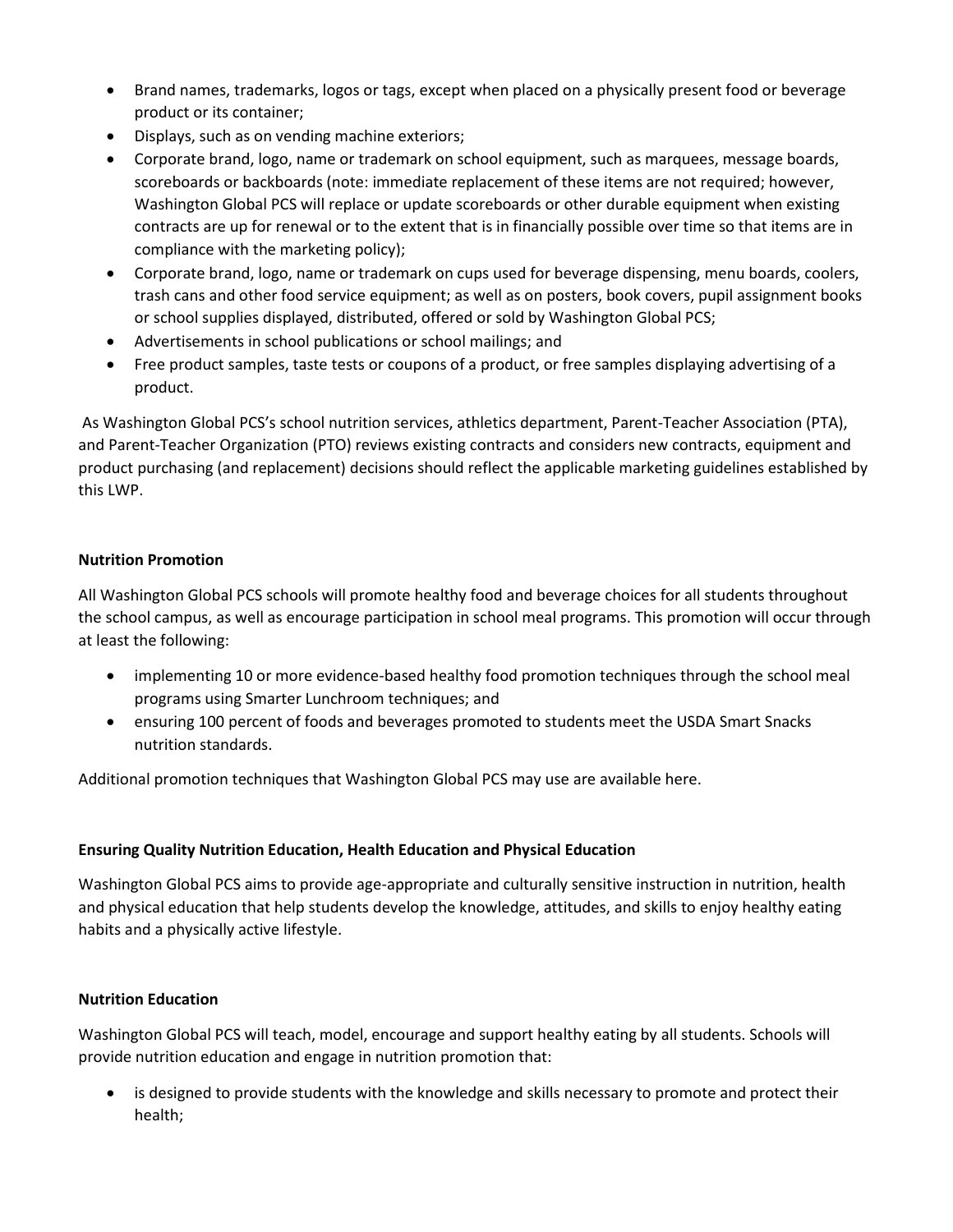- Brand names, trademarks, logos or tags, except when placed on a physically present food or beverage product or its container;
- Displays, such as on vending machine exteriors;
- Corporate brand, logo, name or trademark on school equipment, such as marquees, message boards, scoreboards or backboards (note: immediate replacement of these items are not required; however, Washington Global PCS will replace or update scoreboards or other durable equipment when existing contracts are up for renewal or to the extent that is in financially possible over time so that items are in compliance with the marketing policy);
- Corporate brand, logo, name or trademark on cups used for beverage dispensing, menu boards, coolers, trash cans and other food service equipment; as well as on posters, book covers, pupil assignment books or school supplies displayed, distributed, offered or sold by Washington Global PCS;
- Advertisements in school publications or school mailings; and
- Free product samples, taste tests or coupons of a product, or free samples displaying advertising of a product.

As Washington Global PCS's school nutrition services, athletics department, Parent-Teacher Association (PTA), and Parent-Teacher Organization (PTO) reviews existing contracts and considers new contracts, equipment and product purchasing (and replacement) decisions should reflect the applicable marketing guidelines established by this LWP.

**Nutrition Promotion**

All Washington Global PCS schools will promote healthy food and beverage choices for all students throughout the school campus, as well as encourage participation in school meal programs. This promotion will occur through at least the following:

- implementing 10 or more evidence-based healthy food promotion techniques through the school meal programs using Smarter Lunchroom techniques; and
- ensuring 100 percent of foods and beverages promoted to students meet the USDA Smart Snacks nutrition standards.

Additional promotion techniques that Washington Global PCS may use are available here.

**Ensuring Quality Nutrition Education, Health Education and Physical Education**

Washington Global PCS aims to provide age-appropriate and culturally sensitive instruction in nutrition, health and physical education that help students develop the knowledge, attitudes, and skills to enjoy healthy eating habits and a physically active lifestyle.

**Nutrition Education**

Washington Global PCS will teach, model, encourage and support healthy eating by all students. Schools will provide nutrition education and engage in nutrition promotion that:

- is designed to provide students with the knowledge and skills necessary to promote and protect their health;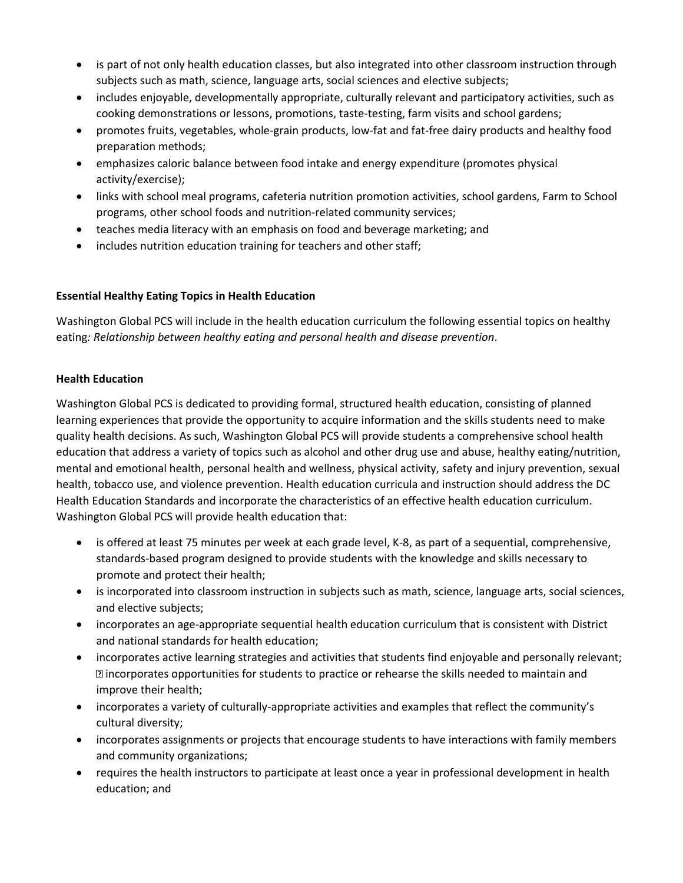- is part of not only health education classes, but also integrated into other classroom instruction through subjects such as math, science, language arts, social sciences and elective subjects;
- includes enjoyable, developmentally appropriate, culturally relevant and participatory activities, such as cooking demonstrations or lessons, promotions, taste-testing, farm visits and school gardens;
- promotes fruits, vegetables, whole-grain products, low-fat and fat-free dairy products and healthy food preparation methods;
- emphasizes caloric balance between food intake and energy expenditure (promotes physical activity/exercise);
- links with school meal programs, cafeteria nutrition promotion activities, school gardens, Farm to School programs, other school foods and nutrition-related community services;
- teaches media literacy with an emphasis on food and beverage marketing; and
- includes nutrition education training for teachers and other staff;

**Essential Healthy Eating Topics in Health Education**

Washington Global PCS will include in the health education curriculum the following essential topics on healthy eating*: Relationship between healthy eating and personal health and disease prevention*.

**Health Education**

Washington Global PCS is dedicated to providing formal, structured health education, consisting of planned learning experiences that provide the opportunity to acquire information and the skills students need to make quality health decisions. As such, Washington Global PCS will provide students a comprehensive school health education that address a variety of topics such as alcohol and other drug use and abuse, healthy eating/nutrition, mental and emotional health, personal health and wellness, physical activity, safety and injury prevention, sexual health, tobacco use, and violence prevention. Health education curricula and instruction should address the DC Health Education Standards and incorporate the characteristics of an effective health education curriculum. Washington Global PCS will provide health education that:

- is offered at least 75 minutes per week at each grade level, K-8, as part of a sequential, comprehensive, standards-based program designed to provide students with the knowledge and skills necessary to promote and protect their health;
- is incorporated into classroom instruction in subjects such as math, science, language arts, social sciences, and elective subjects;
- incorporates an age-appropriate sequential health education curriculum that is consistent with District and national standards for health education;
- incorporates active learning strategies and activities that students find enjoyable and personally relevant; incorporates opportunities for students to practice or rehearse the skills needed to maintain and improve their health;
- incorporates a variety of culturally-appropriate activities and examples that reflect the community's cultural diversity;
- incorporates assignments or projects that encourage students to have interactions with family members and community organizations;
- requires the health instructors to participate at least once a year in professional development in health education; and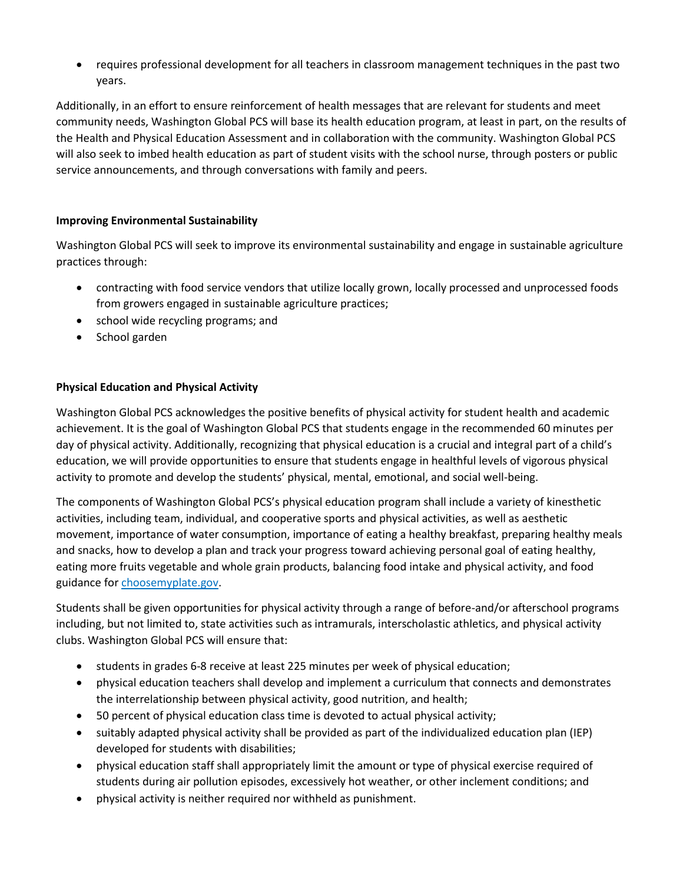- requires professional development for all teachers in classroom management techniques in the past two years.

Additionally, in an effort to ensure reinforcement of health messages that are relevant for students and meet community needs, Washington Global PCS will base its health education program, at least in part, on the results of the Health and Physical Education Assessment and in collaboration with the community. Washington Global PCS will also seek to imbed health education as part of student visits with the school nurse, through posters or public service announcements, and through conversations with family and peers.

**Improving Environmental Sustainability**

Washington Global PCS will seek to improve its environmental sustainability and engage in sustainable agriculture practices through:

- contracting with food service vendors that utilize locally grown, locally processed and unprocessed foods from growers engaged in sustainable agriculture practices;
- school wide recycling programs; and
- School garden

**Physical Education and Physical Activity**

Washington Global PCS acknowledges the positive benefits of physical activity for student health and academic achievement. It is the goal of Washington Global PCS that students engage in the recommended 60 minutes per day of physical activity. Additionally, recognizing that physical education is a crucial and integral part of a child's education, we will provide opportunities to ensure that students engage in healthful levels of vigorous physical activity to promote and develop the students' physical, mental, emotional, and social well-being.

The components of Washington Global PCS's physical education program shall include a variety of kinesthetic activities, including team, individual, and cooperative sports and physical activities, as well as aesthetic movement, importance of water consumption, importance of eating a healthy breakfast, preparing healthy meals and snacks, how to develop a plan and track your progress toward achieving personal goal of eating healthy, eating more fruits vegetable and whole grain products, balancing food intake and physical activity, and food guidance for [choosemyplate.gov](http://choosemyplate.gov).

Students shall be given opportunities for physical activity through a range of before-and/or afterschool programs including, but not limited to, state activities such as intramurals, interscholastic athletics, and physical activity clubs. Washington Global PCS will ensure that:

- students in grades 6-8 receive at least 225 minutes per week of physical education;
- physical education teachers shall develop and implement a curriculum that connects and demonstrates the interrelationship between physical activity, good nutrition, and health;
- 50 percent of physical education class time is devoted to actual physical activity;
- suitably adapted physical activity shall be provided as part of the individualized education plan (IEP) developed for students with disabilities;
- physical education staff shall appropriately limit the amount or type of physical exercise required of students during air pollution episodes, excessively hot weather, or other inclement conditions; and
- physical activity is neither required nor withheld as punishment.